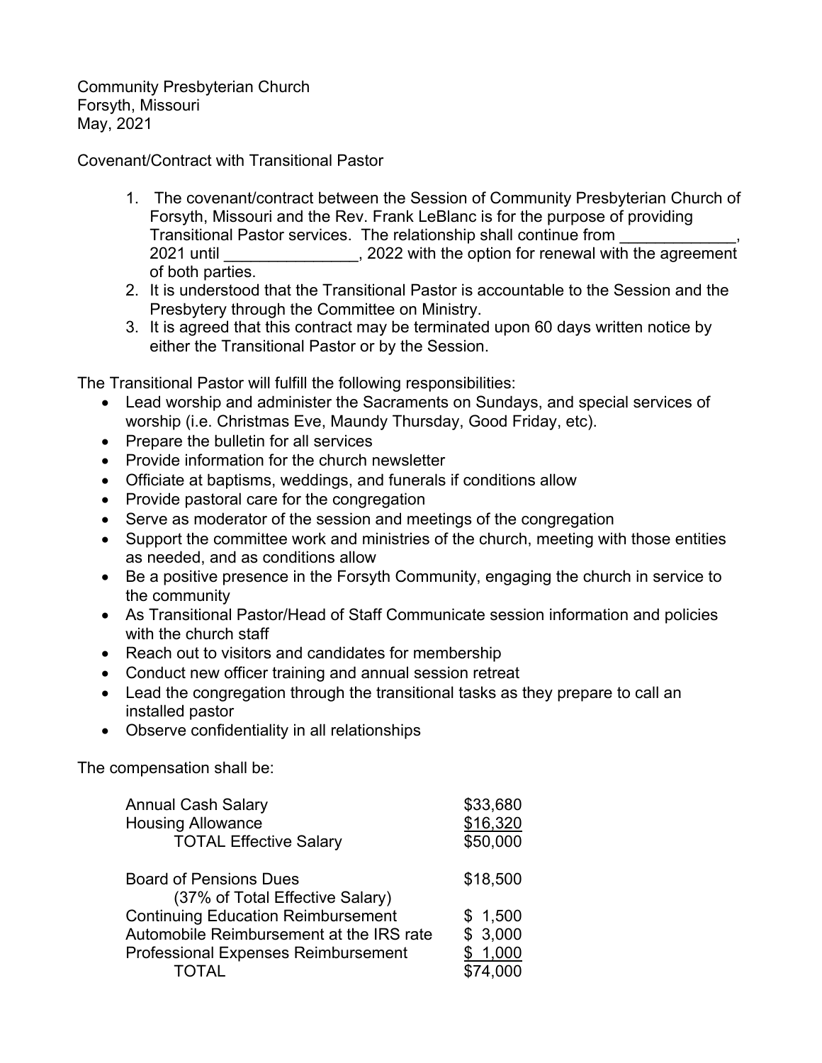Community Presbyterian Church
Forsyth, Missouri
May, 2021

Covenant/Contract with Transitional Pastor

1. The covenant/contract between the Session of Community Presbyterian Church of Forsyth, Missouri and the Rev. Frank LeBlanc is for the purpose of providing Transitional Pastor services. The relationship shall continue from _____________, 2021 until _______________, 2022 with the option for renewal with the agreement of both parties.
2. It is understood that the Transitional Pastor is accountable to the Session and the Presbytery through the Committee on Ministry.
3. It is agreed that this contract may be terminated upon 60 days written notice by either the Transitional Pastor or by the Session.

The Transitional Pastor will fulfill the following responsibilities:

- Lead worship and administer the Sacraments on Sundays, and special services of worship (i.e. Christmas Eve, Maundy Thursday, Good Friday, etc).
- Prepare the bulletin for all services
- Provide information for the church newsletter
- Officiate at baptisms, weddings, and funerals if conditions allow
- Provide pastoral care for the congregation
- Serve as moderator of the session and meetings of the congregation
- Support the committee work and ministries of the church, meeting with those entities as needed, and as conditions allow
- Be a positive presence in the Forsyth Community, engaging the church in service to the community
- As Transitional Pastor/Head of Staff Communicate session information and policies with the church staff
- Reach out to visitors and candidates for membership
- Conduct new officer training and annual session retreat
- Lead the congregation through the transitional tasks as they prepare to call an installed pastor
- Observe confidentiality in all relationships

The compensation shall be:

| | |
|---|---|
| Annual Cash Salary | $33,680 |
| Housing Allowance | $16,320 |
| TOTAL Effective Salary | $50,000 |
| Board of Pensions Dues (37% of Total Effective Salary) | $18,500 |
| Continuing Education Reimbursement | $ 1,500 |
| Automobile Reimbursement at the IRS rate | $ 3,000 |
| Professional Expenses Reimbursement | $ 1,000 |
| TOTAL | $74,000 |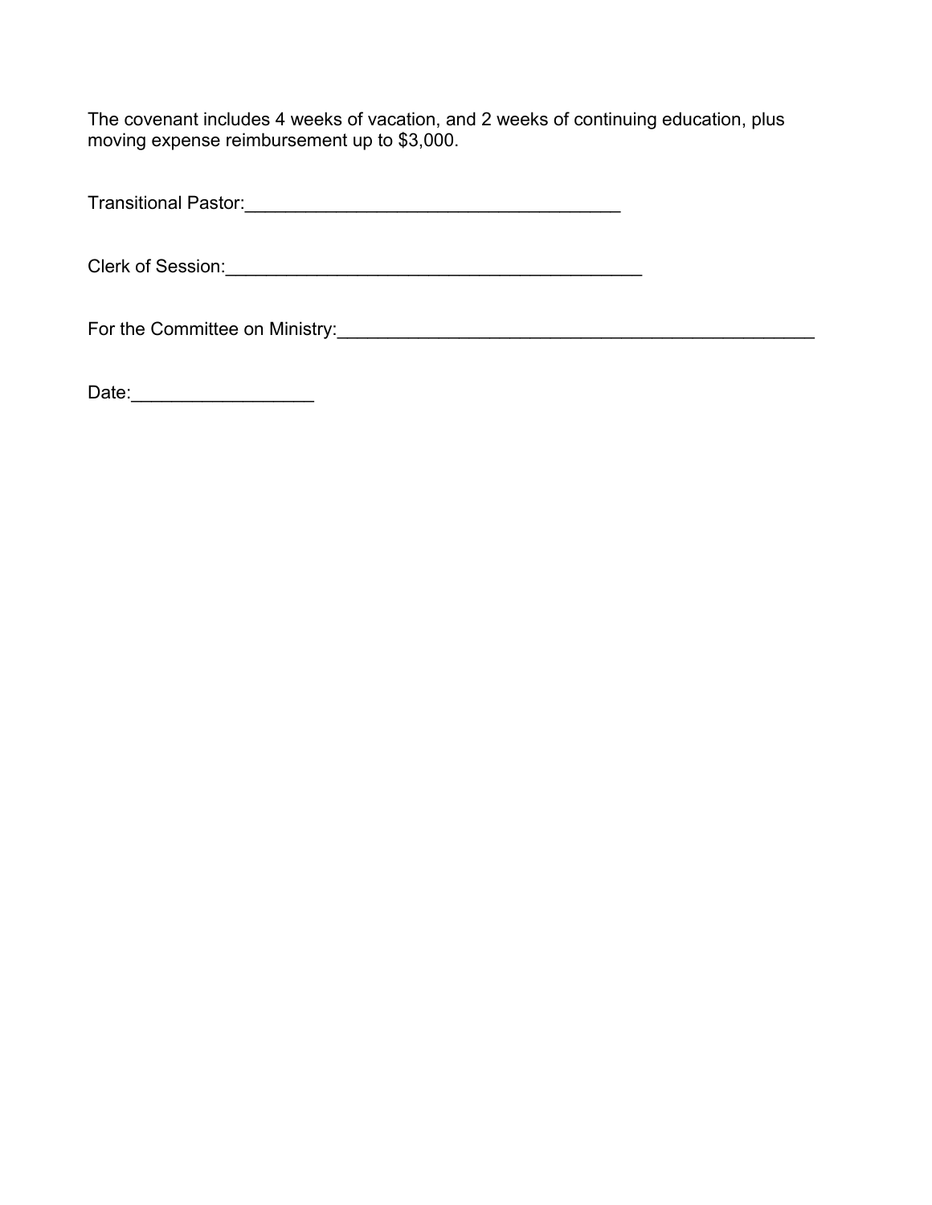The covenant includes 4 weeks of vacation, and 2 weeks of continuing education, plus moving expense reimbursement up to $3,000.

Transitional Pastor:_____________________________________

Clerk of Session:_________________________________________

For the Committee on Ministry:__________________________________________________

Date:__________________